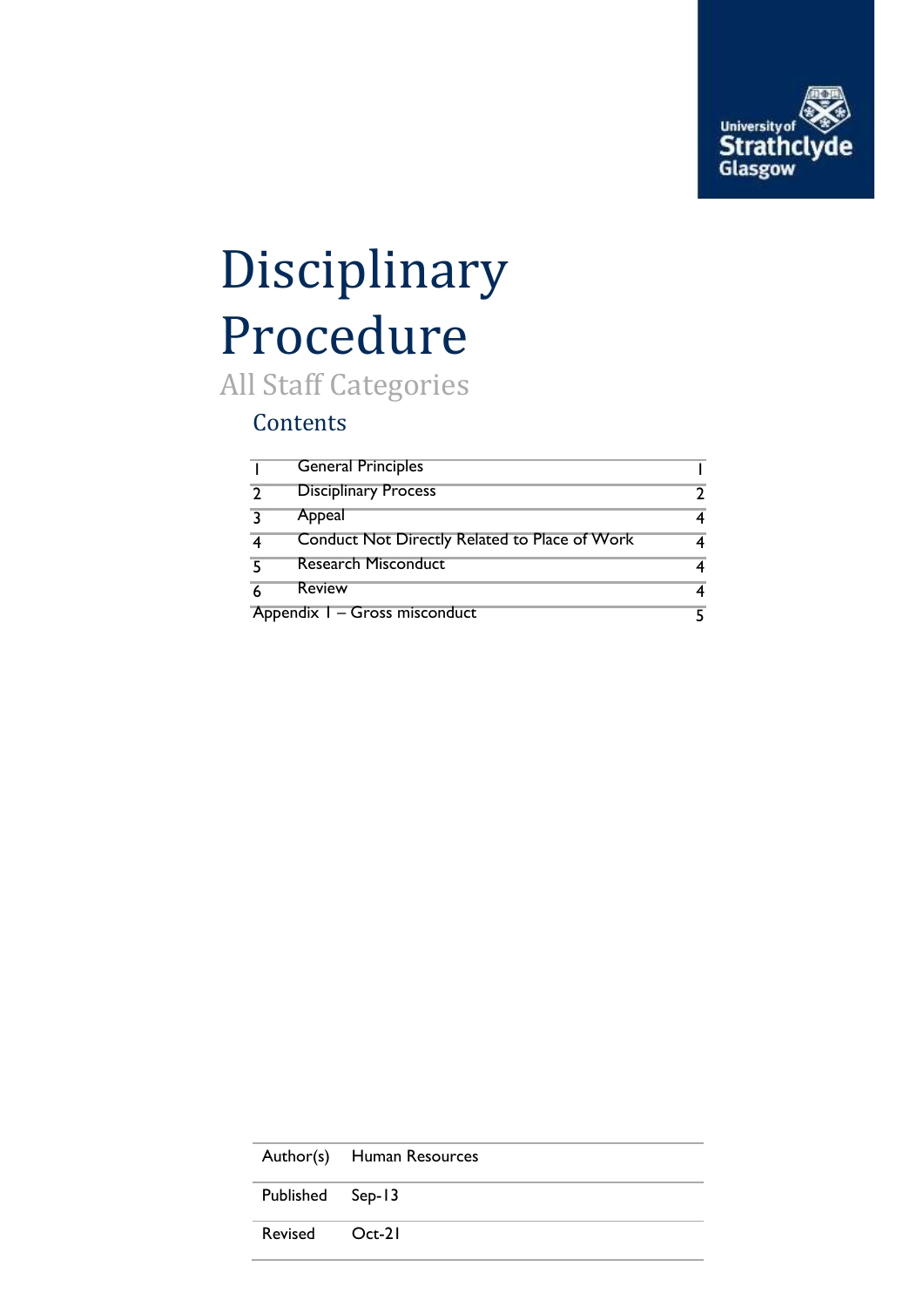# Disciplinary Procedure

All Staff Categories

## Contents

| | | |
|---|---|---|
| 1 | General Principles | 1 |
| 2 | Disciplinary Process | 2 |
| 3 | Appeal | 4 |
| 4 | Conduct Not Directly Related to Place of Work | 4 |
| 5 | Research Misconduct | 4 |
| 6 | Review | 4 |
| Appendix 1 – Gross misconduct | | 5 |

| | |
|---|---|
| Author(s) | Human Resources |
| Published | Sep-13 |
| Revised | Oct-21 |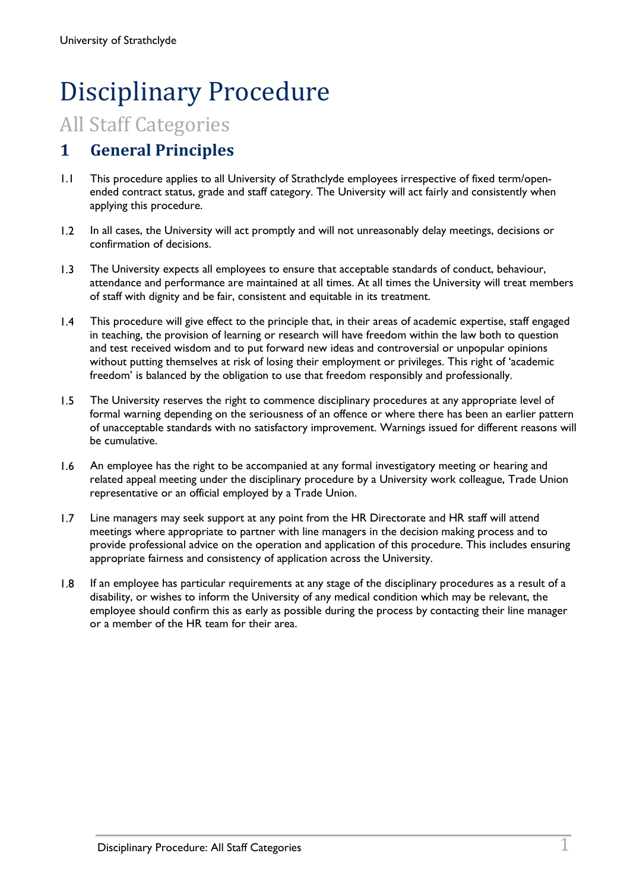# Disciplinary Procedure

## All Staff Categories

## 1 General Principles

1.1 This procedure applies to all University of Strathclyde employees irrespective of fixed term/open-ended contract status, grade and staff category. The University will act fairly and consistently when applying this procedure.

1.2 In all cases, the University will act promptly and will not unreasonably delay meetings, decisions or confirmation of decisions.

1.3 The University expects all employees to ensure that acceptable standards of conduct, behaviour, attendance and performance are maintained at all times. At all times the University will treat members of staff with dignity and be fair, consistent and equitable in its treatment.

1.4 This procedure will give effect to the principle that, in their areas of academic expertise, staff engaged in teaching, the provision of learning or research will have freedom within the law both to question and test received wisdom and to put forward new ideas and controversial or unpopular opinions without putting themselves at risk of losing their employment or privileges. This right of 'academic freedom' is balanced by the obligation to use that freedom responsibly and professionally.

1.5 The University reserves the right to commence disciplinary procedures at any appropriate level of formal warning depending on the seriousness of an offence or where there has been an earlier pattern of unacceptable standards with no satisfactory improvement. Warnings issued for different reasons will be cumulative.

1.6 An employee has the right to be accompanied at any formal investigatory meeting or hearing and related appeal meeting under the disciplinary procedure by a University work colleague, Trade Union representative or an official employed by a Trade Union.

1.7 Line managers may seek support at any point from the HR Directorate and HR staff will attend meetings where appropriate to partner with line managers in the decision making process and to provide professional advice on the operation and application of this procedure. This includes ensuring appropriate fairness and consistency of application across the University.

1.8 If an employee has particular requirements at any stage of the disciplinary procedures as a result of a disability, or wishes to inform the University of any medical condition which may be relevant, the employee should confirm this as early as possible during the process by contacting their line manager or a member of the HR team for their area.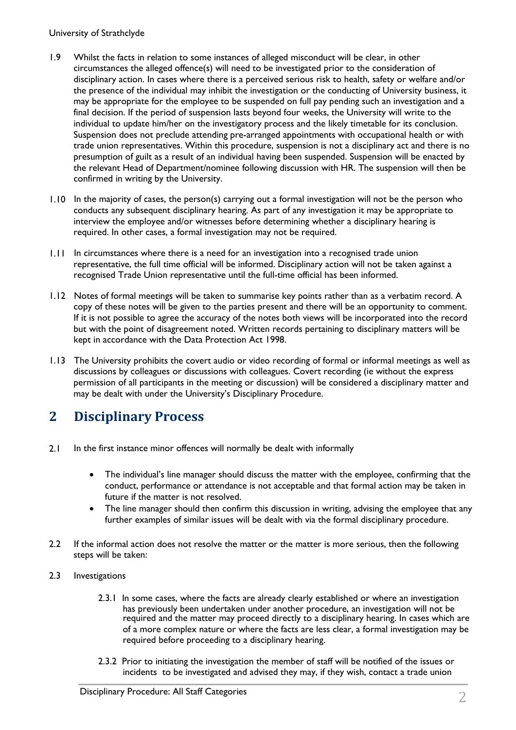1.9 Whilst the facts in relation to some instances of alleged misconduct will be clear, in other circumstances the alleged offence(s) will need to be investigated prior to the consideration of disciplinary action. In cases where there is a perceived serious risk to health, safety or welfare and/or the presence of the individual may inhibit the investigation or the conducting of University business, it may be appropriate for the employee to be suspended on full pay pending such an investigation and a final decision. If the period of suspension lasts beyond four weeks, the University will write to the individual to update him/her on the investigatory process and the likely timetable for its conclusion. Suspension does not preclude attending pre-arranged appointments with occupational health or with trade union representatives. Within this procedure, suspension is not a disciplinary act and there is no presumption of guilt as a result of an individual having been suspended. Suspension will be enacted by the relevant Head of Department/nominee following discussion with HR. The suspension will then be confirmed in writing by the University.

1.10 In the majority of cases, the person(s) carrying out a formal investigation will not be the person who conducts any subsequent disciplinary hearing. As part of any investigation it may be appropriate to interview the employee and/or witnesses before determining whether a disciplinary hearing is required. In other cases, a formal investigation may not be required.

1.11 In circumstances where there is a need for an investigation into a recognised trade union representative, the full time official will be informed. Disciplinary action will not be taken against a recognised Trade Union representative until the full-time official has been informed.

1.12 Notes of formal meetings will be taken to summarise key points rather than as a verbatim record. A copy of these notes will be given to the parties present and there will be an opportunity to comment. If it is not possible to agree the accuracy of the notes both views will be incorporated into the record but with the point of disagreement noted. Written records pertaining to disciplinary matters will be kept in accordance with the Data Protection Act 1998.

1.13 The University prohibits the covert audio or video recording of formal or informal meetings as well as discussions by colleagues or discussions with colleagues. Covert recording (ie without the express permission of all participants in the meeting or discussion) will be considered a disciplinary matter and may be dealt with under the University's Disciplinary Procedure.

## 2 Disciplinary Process

2.1 In the first instance minor offences will normally be dealt with informally

- The individual's line manager should discuss the matter with the employee, confirming that the conduct, performance or attendance is not acceptable and that formal action may be taken in future if the matter is not resolved.
- The line manager should then confirm this discussion in writing, advising the employee that any further examples of similar issues will be dealt with via the formal disciplinary procedure.

2.2 If the informal action does not resolve the matter or the matter is more serious, then the following steps will be taken:

2.3 Investigations

2.3.1 In some cases, where the facts are already clearly established or where an investigation has previously been undertaken under another procedure, an investigation will not be required and the matter may proceed directly to a disciplinary hearing. In cases which are of a more complex nature or where the facts are less clear, a formal investigation may be required before proceeding to a disciplinary hearing.

2.3.2 Prior to initiating the investigation the member of staff will be notified of the issues or incidents to be investigated and advised they may, if they wish, contact a trade union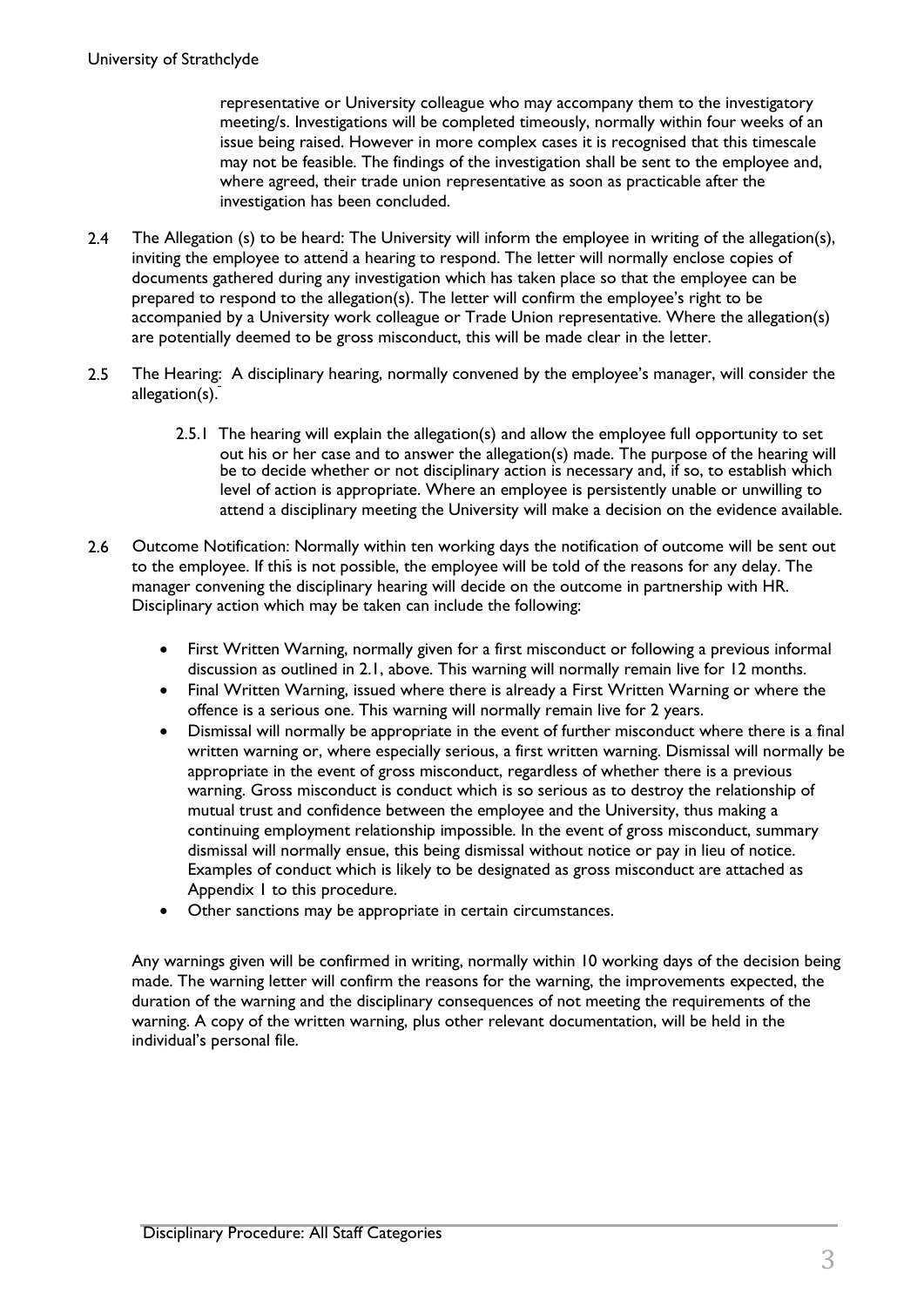representative or University colleague who may accompany them to the investigatory meeting/s. Investigations will be completed timeously, normally within four weeks of an issue being raised. However in more complex cases it is recognised that this timescale may not be feasible. The findings of the investigation shall be sent to the employee and, where agreed, their trade union representative as soon as practicable after the investigation has been concluded.

2.4 The Allegation (s) to be heard: The University will inform the employee in writing of the allegation(s), inviting the employee to attend a hearing to respond. The letter will normally enclose copies of documents gathered during any investigation which has taken place so that the employee can be prepared to respond to the allegation(s). The letter will confirm the employee's right to be accompanied by a University work colleague or Trade Union representative. Where the allegation(s) are potentially deemed to be gross misconduct, this will be made clear in the letter.

2.5 The Hearing: A disciplinary hearing, normally convened by the employee's manager, will consider the allegation(s).

2.5.1 The hearing will explain the allegation(s) and allow the employee full opportunity to set out his or her case and to answer the allegation(s) made. The purpose of the hearing will be to decide whether or not disciplinary action is necessary and, if so, to establish which level of action is appropriate. Where an employee is persistently unable or unwilling to attend a disciplinary meeting the University will make a decision on the evidence available.

2.6 Outcome Notification: Normally within ten working days the notification of outcome will be sent out to the employee. If this is not possible, the employee will be told of the reasons for any delay. The manager convening the disciplinary hearing will decide on the outcome in partnership with HR. Disciplinary action which may be taken can include the following:

- First Written Warning, normally given for a first misconduct or following a previous informal discussion as outlined in 2.1, above. This warning will normally remain live for 12 months.
- Final Written Warning, issued where there is already a First Written Warning or where the offence is a serious one. This warning will normally remain live for 2 years.
- Dismissal will normally be appropriate in the event of further misconduct where there is a final written warning or, where especially serious, a first written warning. Dismissal will normally be appropriate in the event of gross misconduct, regardless of whether there is a previous warning. Gross misconduct is conduct which is so serious as to destroy the relationship of mutual trust and confidence between the employee and the University, thus making a continuing employment relationship impossible. In the event of gross misconduct, summary dismissal will normally ensue, this being dismissal without notice or pay in lieu of notice. Examples of conduct which is likely to be designated as gross misconduct are attached as Appendix 1 to this procedure.
- Other sanctions may be appropriate in certain circumstances.

Any warnings given will be confirmed in writing, normally within 10 working days of the decision being made. The warning letter will confirm the reasons for the warning, the improvements expected, the duration of the warning and the disciplinary consequences of not meeting the requirements of the warning. A copy of the written warning, plus other relevant documentation, will be held in the individual's personal file.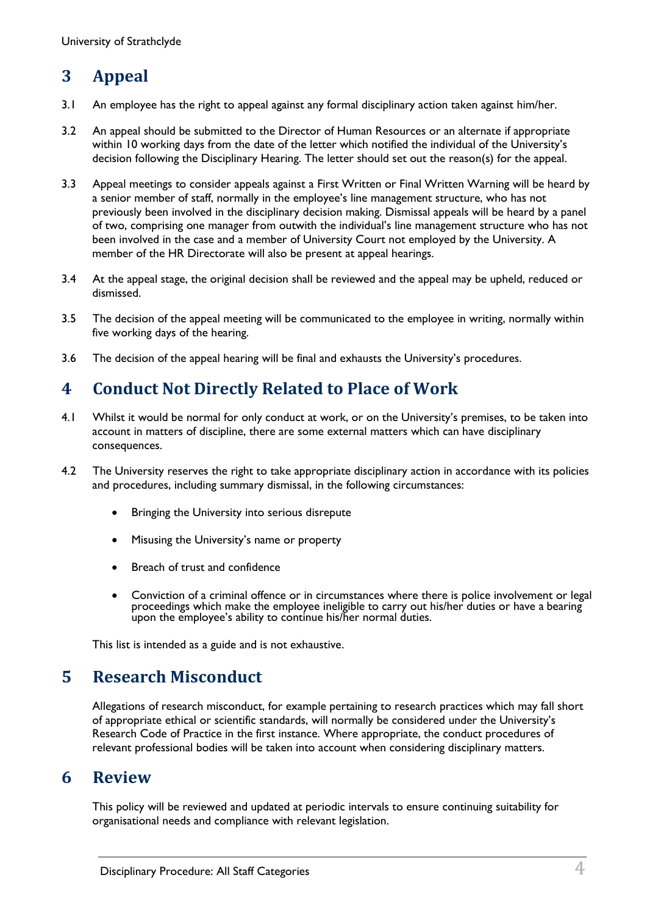## 3 Appeal

3.1 An employee has the right to appeal against any formal disciplinary action taken against him/her.

3.2 An appeal should be submitted to the Director of Human Resources or an alternate if appropriate within 10 working days from the date of the letter which notified the individual of the University's decision following the Disciplinary Hearing. The letter should set out the reason(s) for the appeal.

3.3 Appeal meetings to consider appeals against a First Written or Final Written Warning will be heard by a senior member of staff, normally in the employee's line management structure, who has not previously been involved in the disciplinary decision making. Dismissal appeals will be heard by a panel of two, comprising one manager from outwith the individual's line management structure who has not been involved in the case and a member of University Court not employed by the University. A member of the HR Directorate will also be present at appeal hearings.

3.4 At the appeal stage, the original decision shall be reviewed and the appeal may be upheld, reduced or dismissed.

3.5 The decision of the appeal meeting will be communicated to the employee in writing, normally within five working days of the hearing.

3.6 The decision of the appeal hearing will be final and exhausts the University's procedures.

## 4 Conduct Not Directly Related to Place of Work

4.1 Whilst it would be normal for only conduct at work, or on the University's premises, to be taken into account in matters of discipline, there are some external matters which can have disciplinary consequences.

4.2 The University reserves the right to take appropriate disciplinary action in accordance with its policies and procedures, including summary dismissal, in the following circumstances:

- Bringing the University into serious disrepute
- Misusing the University's name or property
- Breach of trust and confidence
- Conviction of a criminal offence or in circumstances where there is police involvement or legal proceedings which make the employee ineligible to carry out his/her duties or have a bearing upon the employee's ability to continue his/her normal duties.

This list is intended as a guide and is not exhaustive.

## 5 Research Misconduct

Allegations of research misconduct, for example pertaining to research practices which may fall short of appropriate ethical or scientific standards, will normally be considered under the University's Research Code of Practice in the first instance. Where appropriate, the conduct procedures of relevant professional bodies will be taken into account when considering disciplinary matters.

## 6 Review

This policy will be reviewed and updated at periodic intervals to ensure continuing suitability for organisational needs and compliance with relevant legislation.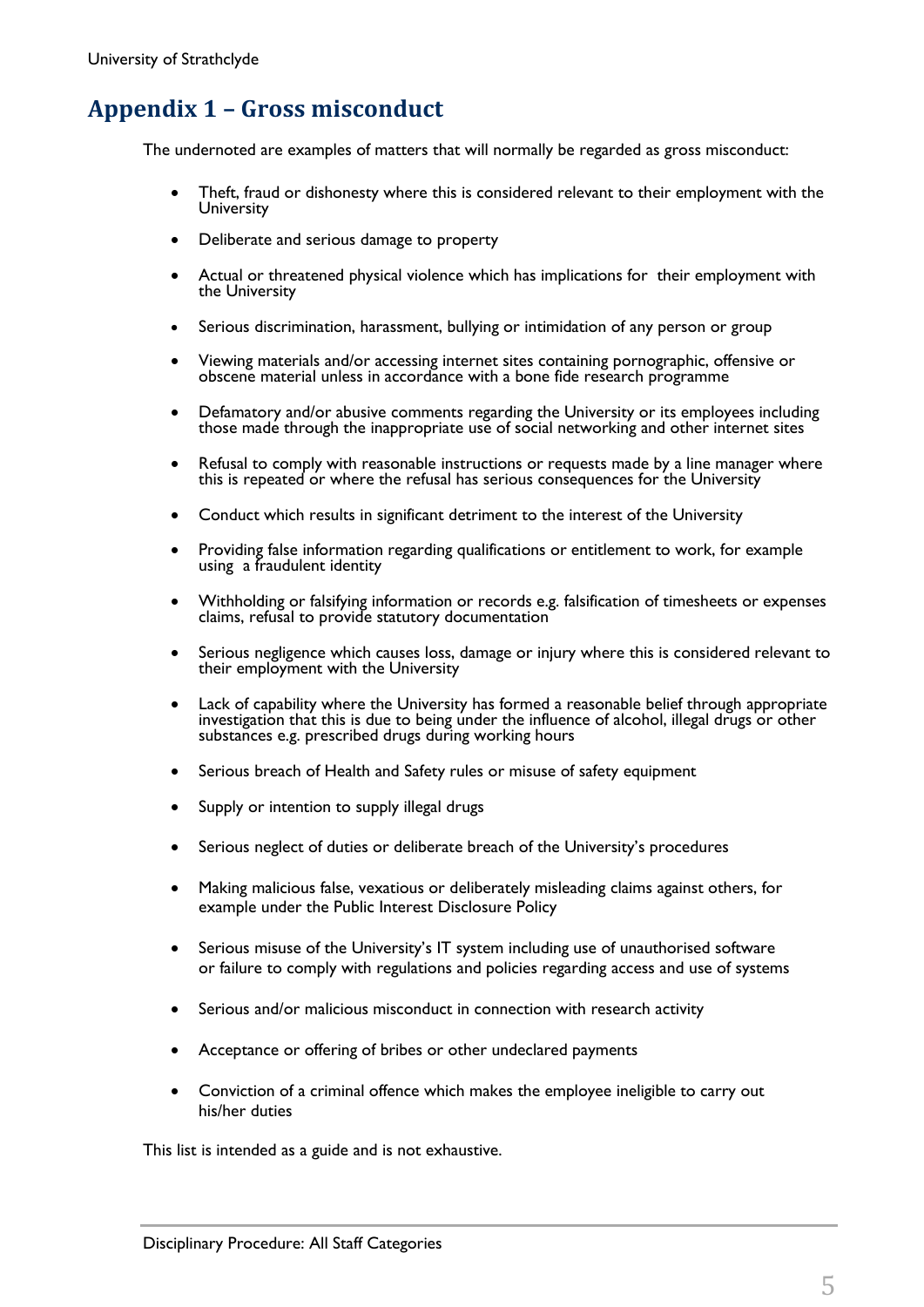# Appendix 1 – Gross misconduct

The undernoted are examples of matters that will normally be regarded as gross misconduct:

- Theft, fraud or dishonesty where this is considered relevant to their employment with the University
- Deliberate and serious damage to property
- Actual or threatened physical violence which has implications for their employment with the University
- Serious discrimination, harassment, bullying or intimidation of any person or group
- Viewing materials and/or accessing internet sites containing pornographic, offensive or obscene material unless in accordance with a bone fide research programme
- Defamatory and/or abusive comments regarding the University or its employees including those made through the inappropriate use of social networking and other internet sites
- Refusal to comply with reasonable instructions or requests made by a line manager where this is repeated or where the refusal has serious consequences for the University
- Conduct which results in significant detriment to the interest of the University
- Providing false information regarding qualifications or entitlement to work, for example using a fraudulent identity
- Withholding or falsifying information or records e.g. falsification of timesheets or expenses claims, refusal to provide statutory documentation
- Serious negligence which causes loss, damage or injury where this is considered relevant to their employment with the University
- Lack of capability where the University has formed a reasonable belief through appropriate investigation that this is due to being under the influence of alcohol, illegal drugs or other substances e.g. prescribed drugs during working hours
- Serious breach of Health and Safety rules or misuse of safety equipment
- Supply or intention to supply illegal drugs
- Serious neglect of duties or deliberate breach of the University's procedures
- Making malicious false, vexatious or deliberately misleading claims against others, for example under the Public Interest Disclosure Policy
- Serious misuse of the University's IT system including use of unauthorised software or failure to comply with regulations and policies regarding access and use of systems
- Serious and/or malicious misconduct in connection with research activity
- Acceptance or offering of bribes or other undeclared payments
- Conviction of a criminal offence which makes the employee ineligible to carry out his/her duties

This list is intended as a guide and is not exhaustive.